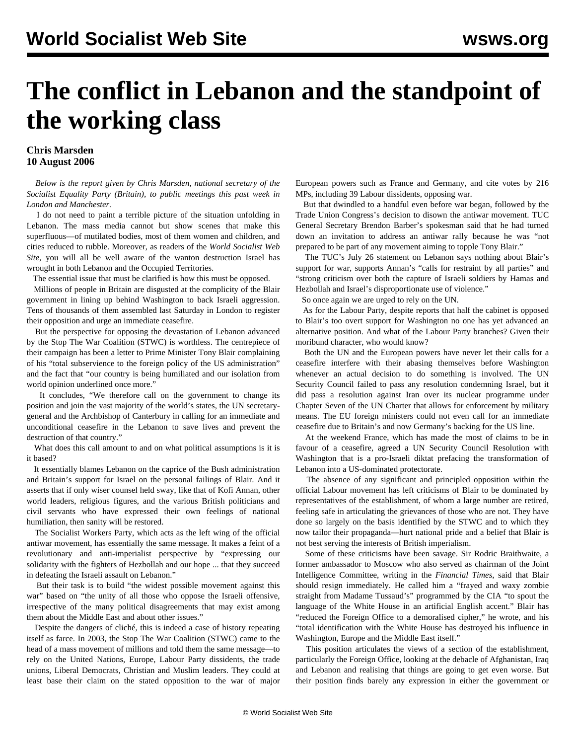# The conflict in Lebanon and the standpoint of the working class

**Chris Marsden**
**10 August 2006**

*Below is the report given by Chris Marsden, national secretary of the Socialist Equality Party (Britain), to public meetings this past week in London and Manchester.*

I do not need to paint a terrible picture of the situation unfolding in Lebanon. The mass media cannot but show scenes that make this superfluous—of mutilated bodies, most of them women and children, and cities reduced to rubble. Moreover, as readers of the *World Socialist Web Site*, you will all be well aware of the wanton destruction Israel has wrought in both Lebanon and the Occupied Territories.

The essential issue that must be clarified is how this must be opposed.

Millions of people in Britain are disgusted at the complicity of the Blair government in lining up behind Washington to back Israeli aggression. Tens of thousands of them assembled last Saturday in London to register their opposition and urge an immediate ceasefire.

But the perspective for opposing the devastation of Lebanon advanced by the Stop The War Coalition (STWC) is worthless. The centrepiece of their campaign has been a letter to Prime Minister Tony Blair complaining of his "total subservience to the foreign policy of the US administration" and the fact that "our country is being humiliated and our isolation from world opinion underlined once more."

It concludes, "We therefore call on the government to change its position and join the vast majority of the world's states, the UN secretary-general and the Archbishop of Canterbury in calling for an immediate and unconditional ceasefire in the Lebanon to save lives and prevent the destruction of that country."

What does this call amount to and on what political assumptions is it is it based?

It essentially blames Lebanon on the caprice of the Bush administration and Britain's support for Israel on the personal failings of Blair. And it asserts that if only wiser counsel held sway, like that of Kofi Annan, other world leaders, religious figures, and the various British politicians and civil servants who have expressed their own feelings of national humiliation, then sanity will be restored.

The Socialist Workers Party, which acts as the left wing of the official antiwar movement, has essentially the same message. It makes a feint of a revolutionary and anti-imperialist perspective by "expressing our solidarity with the fighters of Hezbollah and our hope ... that they succeed in defeating the Israeli assault on Lebanon."

But their task is to build "the widest possible movement against this war" based on "the unity of all those who oppose the Israeli offensive, irrespective of the many political disagreements that may exist among them about the Middle East and about other issues."

Despite the dangers of cliché, this is indeed a case of history repeating itself as farce. In 2003, the Stop The War Coalition (STWC) came to the head of a mass movement of millions and told them the same message—to rely on the United Nations, Europe, Labour Party dissidents, the trade unions, Liberal Democrats, Christian and Muslim leaders. They could at least base their claim on the stated opposition to the war of major European powers such as France and Germany, and cite votes by 216 MPs, including 39 Labour dissidents, opposing war.

But that dwindled to a handful even before war began, followed by the Trade Union Congress's decision to disown the antiwar movement. TUC General Secretary Brendon Barber's spokesman said that he had turned down an invitation to address an antiwar rally because he was "not prepared to be part of any movement aiming to topple Tony Blair."

The TUC's July 26 statement on Lebanon says nothing about Blair's support for war, supports Annan's "calls for restraint by all parties" and "strong criticism over both the capture of Israeli soldiers by Hamas and Hezbollah and Israel's disproportionate use of violence."

So once again we are urged to rely on the UN.

As for the Labour Party, despite reports that half the cabinet is opposed to Blair's too overt support for Washington no one has yet advanced an alternative position. And what of the Labour Party branches? Given their moribund character, who would know?

Both the UN and the European powers have never let their calls for a ceasefire interfere with their abasing themselves before Washington whenever an actual decision to do something is involved. The UN Security Council failed to pass any resolution condemning Israel, but it did pass a resolution against Iran over its nuclear programme under Chapter Seven of the UN Charter that allows for enforcement by military means. The EU foreign ministers could not even call for an immediate ceasefire due to Britain's and now Germany's backing for the US line.

At the weekend France, which has made the most of claims to be in favour of a ceasefire, agreed a UN Security Council Resolution with Washington that is a pro-Israeli diktat prefacing the transformation of Lebanon into a US-dominated protectorate.

The absence of any significant and principled opposition within the official Labour movement has left criticisms of Blair to be dominated by representatives of the establishment, of whom a large number are retired, feeling safe in articulating the grievances of those who are not. They have done so largely on the basis identified by the STWC and to which they now tailor their propaganda—hurt national pride and a belief that Blair is not best serving the interests of British imperialism.

Some of these criticisms have been savage. Sir Rodric Braithwaite, a former ambassador to Moscow who also served as chairman of the Joint Intelligence Committee, writing in the *Financial Times*, said that Blair should resign immediately. He called him a "frayed and waxy zombie straight from Madame Tussaud's" programmed by the CIA "to spout the language of the White House in an artificial English accent." Blair has "reduced the Foreign Office to a demoralised cipher," he wrote, and his "total identification with the White House has destroyed his influence in Washington, Europe and the Middle East itself."

This position articulates the views of a section of the establishment, particularly the Foreign Office, looking at the debacle of Afghanistan, Iraq and Lebanon and realising that things are going to get even worse. But their position finds barely any expression in either the government or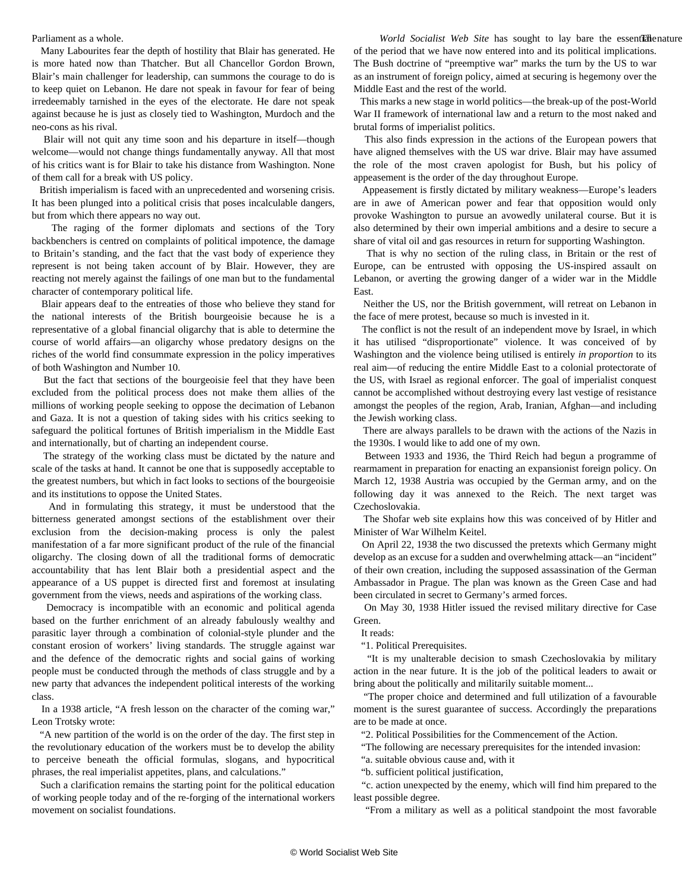Parliament as a whole.

Many Labourites fear the depth of hostility that Blair has generated. He is more hated now than Thatcher. But all Chancellor Gordon Brown, Blair's main challenger for leadership, can summons the courage to do is to keep quiet on Lebanon. He dare not speak in favour for fear of being irredeemably tarnished in the eyes of the electorate. He dare not speak against because he is just as closely tied to Washington, Murdoch and the neo-cons as his rival.

Blair will not quit any time soon and his departure in itself—though welcome—would not change things fundamentally anyway. All that most of his critics want is for Blair to take his distance from Washington. None of them call for a break with US policy.

British imperialism is faced with an unprecedented and worsening crisis. It has been plunged into a political crisis that poses incalculable dangers, but from which there appears no way out.

The raging of the former diplomats and sections of the Tory backbenchers is centred on complaints of political impotence, the damage to Britain's standing, and the fact that the vast body of experience they represent is not being taken account of by Blair. However, they are reacting not merely against the failings of one man but to the fundamental character of contemporary political life.

Blair appears deaf to the entreaties of those who believe they stand for the national interests of the British bourgeoisie because he is a representative of a global financial oligarchy that is able to determine the course of world affairs—an oligarchy whose predatory designs on the riches of the world find consummate expression in the policy imperatives of both Washington and Number 10.

But the fact that sections of the bourgeoisie feel that they have been excluded from the political process does not make them allies of the millions of working people seeking to oppose the decimation of Lebanon and Gaza. It is not a question of taking sides with his critics seeking to safeguard the political fortunes of British imperialism in the Middle East and internationally, but of charting an independent course.

The strategy of the working class must be dictated by the nature and scale of the tasks at hand. It cannot be one that is supposedly acceptable to the greatest numbers, but which in fact looks to sections of the bourgeoisie and its institutions to oppose the United States.

And in formulating this strategy, it must be understood that the bitterness generated amongst sections of the establishment over their exclusion from the decision-making process is only the palest manifestation of a far more significant product of the rule of the financial oligarchy. The closing down of all the traditional forms of democratic accountability that has lent Blair both a presidential aspect and the appearance of a US puppet is directed first and foremost at insulating government from the views, needs and aspirations of the working class.

Democracy is incompatible with an economic and political agenda based on the further enrichment of an already fabulously wealthy and parasitic layer through a combination of colonial-style plunder and the constant erosion of workers' living standards. The struggle against war and the defence of the democratic rights and social gains of working people must be conducted through the methods of class struggle and by a new party that advances the independent political interests of the working class.

In a 1938 article, "A fresh lesson on the character of the coming war," Leon Trotsky wrote:

"A new partition of the world is on the order of the day. The first step in the revolutionary education of the workers must be to develop the ability to perceive beneath the official formulas, slogans, and hypocritical phrases, the real imperialist appetites, plans, and calculations."

Such a clarification remains the starting point for the political education of working people today and of the re-forging of the international workers movement on socialist foundations.

The *World Socialist Web Site* has sought to lay bare the essential nature of the period that we have now entered into and its political implications. The Bush doctrine of "preemptive war" marks the turn by the US to war as an instrument of foreign policy, aimed at securing is hegemony over the Middle East and the rest of the world.

This marks a new stage in world politics—the break-up of the post-World War II framework of international law and a return to the most naked and brutal forms of imperialist politics.

This also finds expression in the actions of the European powers that have aligned themselves with the US war drive. Blair may have assumed the role of the most craven apologist for Bush, but his policy of appeasement is the order of the day throughout Europe.

Appeasement is firstly dictated by military weakness—Europe's leaders are in awe of American power and fear that opposition would only provoke Washington to pursue an avowedly unilateral course. But it is also determined by their own imperial ambitions and a desire to secure a share of vital oil and gas resources in return for supporting Washington.

That is why no section of the ruling class, in Britain or the rest of Europe, can be entrusted with opposing the US-inspired assault on Lebanon, or averting the growing danger of a wider war in the Middle East.

Neither the US, nor the British government, will retreat on Lebanon in the face of mere protest, because so much is invested in it.

The conflict is not the result of an independent move by Israel, in which it has utilised "disproportionate" violence. It was conceived of by Washington and the violence being utilised is entirely *in proportion* to its real aim—of reducing the entire Middle East to a colonial protectorate of the US, with Israel as regional enforcer. The goal of imperialist conquest cannot be accomplished without destroying every last vestige of resistance amongst the peoples of the region, Arab, Iranian, Afghan—and including the Jewish working class.

There are always parallels to be drawn with the actions of the Nazis in the 1930s. I would like to add one of my own.

Between 1933 and 1936, the Third Reich had begun a programme of rearmament in preparation for enacting an expansionist foreign policy. On March 12, 1938 Austria was occupied by the German army, and on the following day it was annexed to the Reich. The next target was Czechoslovakia.

The Shofar web site explains how this was conceived of by Hitler and Minister of War Wilhelm Keitel.

On April 22, 1938 the two discussed the pretexts which Germany might develop as an excuse for a sudden and overwhelming attack—an "incident" of their own creation, including the supposed assassination of the German Ambassador in Prague. The plan was known as the Green Case and had been circulated in secret to Germany's armed forces.

On May 30, 1938 Hitler issued the revised military directive for Case Green.

It reads:

"1. Political Prerequisites.

"It is my unalterable decision to smash Czechoslovakia by military action in the near future. It is the job of the political leaders to await or bring about the politically and militarily suitable moment...

"The proper choice and determined and full utilization of a favourable moment is the surest guarantee of success. Accordingly the preparations are to be made at once.

"2. Political Possibilities for the Commencement of the Action.

"The following are necessary prerequisites for the intended invasion:

"a. suitable obvious cause and, with it

"b. sufficient political justification,

"c. action unexpected by the enemy, which will find him prepared to the least possible degree.

"From a military as well as a political standpoint the most favorable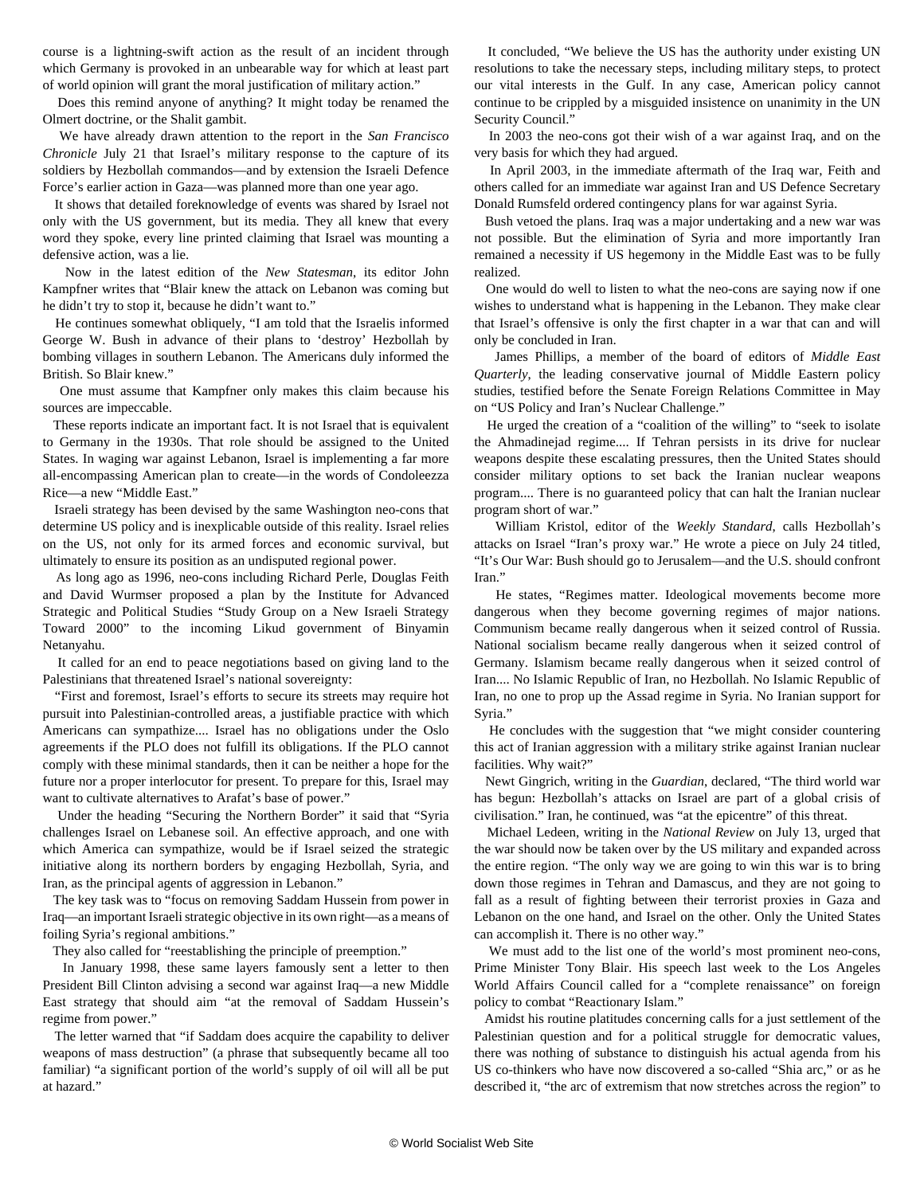course is a lightning-swift action as the result of an incident through which Germany is provoked in an unbearable way for which at least part of world opinion will grant the moral justification of military action."

Does this remind anyone of anything? It might today be renamed the Olmert doctrine, or the Shalit gambit.

We have already drawn attention to the report in the *San Francisco Chronicle* July 21 that Israel's military response to the capture of its soldiers by Hezbollah commandos—and by extension the Israeli Defence Force's earlier action in Gaza—was planned more than one year ago.

It shows that detailed foreknowledge of events was shared by Israel not only with the US government, but its media. They all knew that every word they spoke, every line printed claiming that Israel was mounting a defensive action, was a lie.

Now in the latest edition of the *New Statesman*, its editor John Kampfner writes that "Blair knew the attack on Lebanon was coming but he didn't try to stop it, because he didn't want to."

He continues somewhat obliquely, "I am told that the Israelis informed George W. Bush in advance of their plans to 'destroy' Hezbollah by bombing villages in southern Lebanon. The Americans duly informed the British. So Blair knew."

One must assume that Kampfner only makes this claim because his sources are impeccable.

These reports indicate an important fact. It is not Israel that is equivalent to Germany in the 1930s. That role should be assigned to the United States. In waging war against Lebanon, Israel is implementing a far more all-encompassing American plan to create—in the words of Condoleezza Rice—a new "Middle East."

Israeli strategy has been devised by the same Washington neo-cons that determine US policy and is inexplicable outside of this reality. Israel relies on the US, not only for its armed forces and economic survival, but ultimately to ensure its position as an undisputed regional power.

As long ago as 1996, neo-cons including Richard Perle, Douglas Feith and David Wurmser proposed a plan by the Institute for Advanced Strategic and Political Studies "Study Group on a New Israeli Strategy Toward 2000" to the incoming Likud government of Binyamin Netanyahu.

It called for an end to peace negotiations based on giving land to the Palestinians that threatened Israel's national sovereignty:

"First and foremost, Israel's efforts to secure its streets may require hot pursuit into Palestinian-controlled areas, a justifiable practice with which Americans can sympathize.... Israel has no obligations under the Oslo agreements if the PLO does not fulfill its obligations. If the PLO cannot comply with these minimal standards, then it can be neither a hope for the future nor a proper interlocutor for present. To prepare for this, Israel may want to cultivate alternatives to Arafat's base of power."

Under the heading "Securing the Northern Border" it said that "Syria challenges Israel on Lebanese soil. An effective approach, and one with which America can sympathize, would be if Israel seized the strategic initiative along its northern borders by engaging Hezbollah, Syria, and Iran, as the principal agents of aggression in Lebanon."

The key task was to "focus on removing Saddam Hussein from power in Iraq—an important Israeli strategic objective in its own right—as a means of foiling Syria's regional ambitions."

They also called for "reestablishing the principle of preemption."

In January 1998, these same layers famously sent a letter to then President Bill Clinton advising a second war against Iraq—a new Middle East strategy that should aim "at the removal of Saddam Hussein's regime from power."

The letter warned that "if Saddam does acquire the capability to deliver weapons of mass destruction" (a phrase that subsequently became all too familiar) "a significant portion of the world's supply of oil will all be put at hazard."

It concluded, "We believe the US has the authority under existing UN resolutions to take the necessary steps, including military steps, to protect our vital interests in the Gulf. In any case, American policy cannot continue to be crippled by a misguided insistence on unanimity in the UN Security Council."

In 2003 the neo-cons got their wish of a war against Iraq, and on the very basis for which they had argued.

In April 2003, in the immediate aftermath of the Iraq war, Feith and others called for an immediate war against Iran and US Defence Secretary Donald Rumsfeld ordered contingency plans for war against Syria.

Bush vetoed the plans. Iraq was a major undertaking and a new war was not possible. But the elimination of Syria and more importantly Iran remained a necessity if US hegemony in the Middle East was to be fully realized.

One would do well to listen to what the neo-cons are saying now if one wishes to understand what is happening in the Lebanon. They make clear that Israel's offensive is only the first chapter in a war that can and will only be concluded in Iran.

James Phillips, a member of the board of editors of *Middle East Quarterly*, the leading conservative journal of Middle Eastern policy studies, testified before the Senate Foreign Relations Committee in May on "US Policy and Iran's Nuclear Challenge."

He urged the creation of a "coalition of the willing" to "seek to isolate the Ahmadinejad regime.... If Tehran persists in its drive for nuclear weapons despite these escalating pressures, then the United States should consider military options to set back the Iranian nuclear weapons program.... There is no guaranteed policy that can halt the Iranian nuclear program short of war."

William Kristol, editor of the *Weekly Standard*, calls Hezbollah's attacks on Israel "Iran's proxy war." He wrote a piece on July 24 titled, "It's Our War: Bush should go to Jerusalem—and the U.S. should confront Iran."

He states, "Regimes matter. Ideological movements become more dangerous when they become governing regimes of major nations. Communism became really dangerous when it seized control of Russia. National socialism became really dangerous when it seized control of Germany. Islamism became really dangerous when it seized control of Iran.... No Islamic Republic of Iran, no Hezbollah. No Islamic Republic of Iran, no one to prop up the Assad regime in Syria. No Iranian support for Syria."

He concludes with the suggestion that "we might consider countering this act of Iranian aggression with a military strike against Iranian nuclear facilities. Why wait?"

Newt Gingrich, writing in the *Guardian*, declared, "The third world war has begun: Hezbollah's attacks on Israel are part of a global crisis of civilisation." Iran, he continued, was "at the epicentre" of this threat.

Michael Ledeen, writing in the *National Review* on July 13, urged that the war should now be taken over by the US military and expanded across the entire region. "The only way we are going to win this war is to bring down those regimes in Tehran and Damascus, and they are not going to fall as a result of fighting between their terrorist proxies in Gaza and Lebanon on the one hand, and Israel on the other. Only the United States can accomplish it. There is no other way."

We must add to the list one of the world's most prominent neo-cons, Prime Minister Tony Blair. His speech last week to the Los Angeles World Affairs Council called for a "complete renaissance" on foreign policy to combat "Reactionary Islam."

Amidst his routine platitudes concerning calls for a just settlement of the Palestinian question and for a political struggle for democratic values, there was nothing of substance to distinguish his actual agenda from his US co-thinkers who have now discovered a so-called "Shia arc," or as he described it, "the arc of extremism that now stretches across the region" to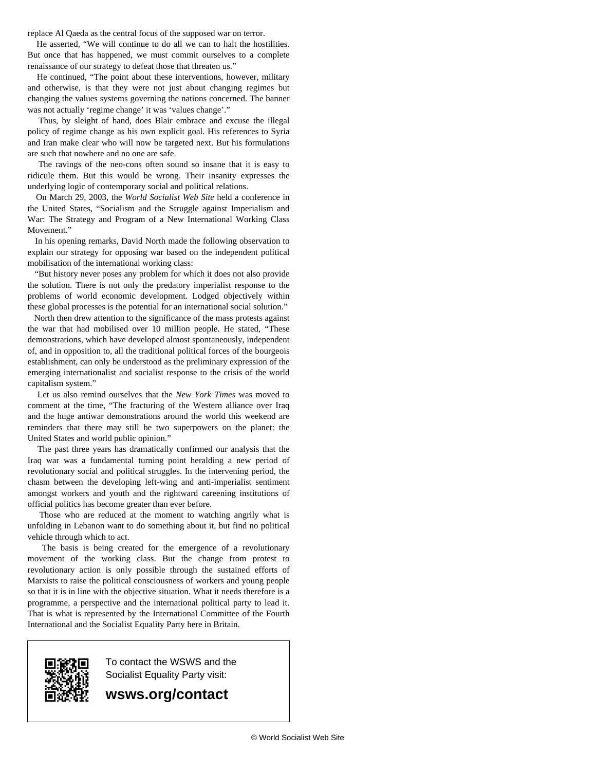replace Al Qaeda as the central focus of the supposed war on terror.

He asserted, “We will continue to do all we can to halt the hostilities. But once that has happened, we must commit ourselves to a complete renaissance of our strategy to defeat those that threaten us.”

He continued, “The point about these interventions, however, military and otherwise, is that they were not just about changing regimes but changing the values systems governing the nations concerned. The banner was not actually ‘regime change’ it was ‘values change’.”

Thus, by sleight of hand, does Blair embrace and excuse the illegal policy of regime change as his own explicit goal. His references to Syria and Iran make clear who will now be targeted next. But his formulations are such that nowhere and no one are safe.

The ravings of the neo-cons often sound so insane that it is easy to ridicule them. But this would be wrong. Their insanity expresses the underlying logic of contemporary social and political relations.

On March 29, 2003, the *World Socialist Web Site* held a conference in the United States, “Socialism and the Struggle against Imperialism and War: The Strategy and Program of a New International Working Class Movement.”

In his opening remarks, David North made the following observation to explain our strategy for opposing war based on the independent political mobilisation of the international working class:

“But history never poses any problem for which it does not also provide the solution. There is not only the predatory imperialist response to the problems of world economic development. Lodged objectively within these global processes is the potential for an international social solution.”

North then drew attention to the significance of the mass protests against the war that had mobilised over 10 million people. He stated, “These demonstrations, which have developed almost spontaneously, independent of, and in opposition to, all the traditional political forces of the bourgeois establishment, can only be understood as the preliminary expression of the emerging internationalist and socialist response to the crisis of the world capitalism system.”

Let us also remind ourselves that the *New York Times* was moved to comment at the time, “The fracturing of the Western alliance over Iraq and the huge antiwar demonstrations around the world this weekend are reminders that there may still be two superpowers on the planet: the United States and world public opinion.”

The past three years has dramatically confirmed our analysis that the Iraq war was a fundamental turning point heralding a new period of revolutionary social and political struggles. In the intervening period, the chasm between the developing left-wing and anti-imperialist sentiment amongst workers and youth and the rightward careening institutions of official politics has become greater than ever before.

Those who are reduced at the moment to watching angrily what is unfolding in Lebanon want to do something about it, but find no political vehicle through which to act.

The basis is being created for the emergence of a revolutionary movement of the working class. But the change from protest to revolutionary action is only possible through the sustained efforts of Marxists to raise the political consciousness of workers and young people so that it is in line with the objective situation. What it needs therefore is a programme, a perspective and the international political party to lead it. That is what is represented by the International Committee of the Fourth International and the Socialist Equality Party here in Britain.

To contact the WSWS and the Socialist Equality Party visit:

**wsws.org/contact**